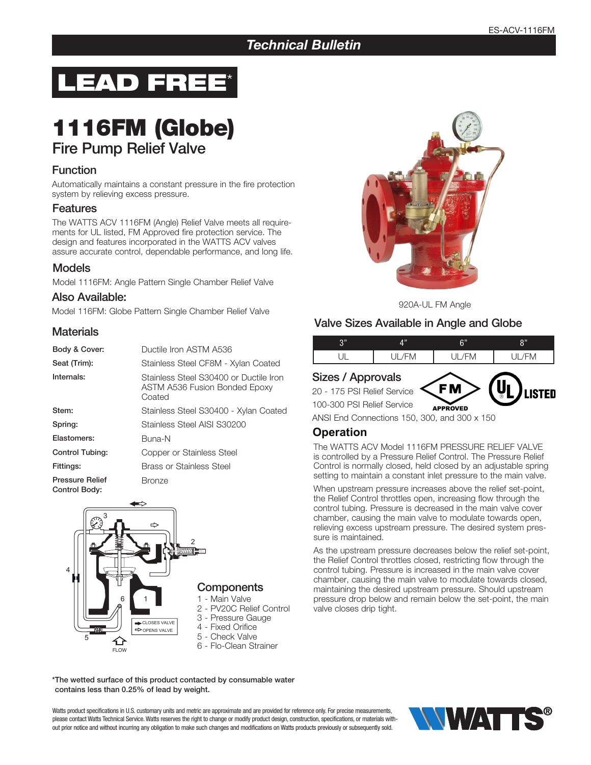ES-ACV-1116FM

## Technical Bulletin

# LEAD FREE*

# 1116FM (Globe)

## Fire Pump Relief Valve

### Function

Automatically maintains a constant pressure in the fire protection system by relieving excess pressure.

### Features

The WATTS ACV 1116FM (Angle) Relief Valve meets all requirements for UL listed, FM Approved fire protection service. The design and features incorporated in the WATTS ACV valves assure accurate control, dependable performance, and long life.

### Models

Model 1116FM: Angle Pattern Single Chamber Relief Valve

### Also Available:

Model 116FM: Globe Pattern Single Chamber Relief Valve

### Materials

| | |
|---|---|
| **Body & Cover:** | Ductile Iron ASTM A536 |
| **Seat (Trim):** | Stainless Steel CF8M - Xylan Coated |
| **Internals:** | Stainless Steel S30400 or Ductile Iron ASTM A536 Fusion Bonded Epoxy Coated |
| **Stem:** | Stainless Steel S30400 - Xylan Coated |
| **Spring:** | Stainless Steel AISI S30200 |
| **Elastomers:** | Buna-N |
| **Control Tubing:** | Copper or Stainless Steel |
| **Fittings:** | Brass or Stainless Steel |
| **Pressure Relief Control Body:** | Bronze |

### Components

1 - Main Valve
2 - PV20C Relief Control
3 - Pressure Gauge
4 - Fixed Orifice
5 - Check Valve
6 - Flo-Clean Strainer

920A-UL FM Angle

### Valve Sizes Available in Angle and Globe

| 3" | 4" | 6" | 8" |
|---|---|---|---|
| UL | UL/FM | UL/FM | UL/FM |

### Sizes / Approvals

20 - 175 PSI Relief Service
100-300 PSI Relief Service
ANSI End Connections 150, 300, and 300 x 150

### Operation

The WATTS ACV Model 1116FM PRESSURE RELIEF VALVE is controlled by a Pressure Relief Control. The Pressure Relief Control is normally closed, held closed by an adjustable spring setting to maintain a constant inlet pressure to the main valve.

When upstream pressure increases above the relief set-point, the Relief Control throttles open, increasing flow through the control tubing. Pressure is decreased in the main valve cover chamber, causing the main valve to modulate towards open, relieving excess upstream pressure. The desired system pressure is maintained.

As the upstream pressure decreases below the relief set-point, the Relief Control throttles closed, restricting flow through the control tubing. Pressure is increased in the main valve cover chamber, causing the main valve to modulate towards closed, maintaining the desired upstream pressure. Should upstream pressure drop below and remain below the set-point, the main valve closes drip tight.

***The wetted surface of this product contacted by consumable water contains less than 0.25% of lead by weight.**

Watts product specifications in U.S. customary units and metric are approximate and are provided for reference only. For precise measurements, please contact Watts Technical Service. Watts reserves the right to change or modify product design, construction, specifications, or materials without prior notice and without incurring any obligation to make such changes and modifications on Watts products previously or subsequently sold.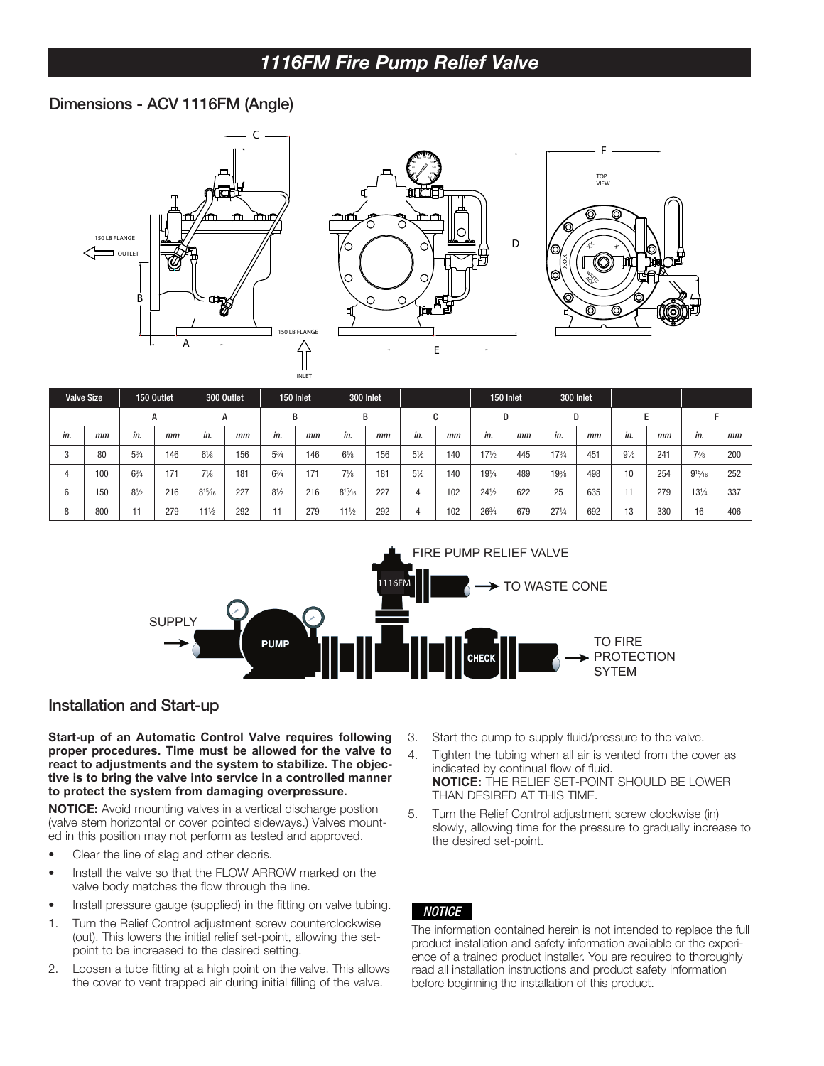## 1116FM Fire Pump Relief Valve

### Dimensions - ACV 1116FM (Angle)

| Valve Size | | 150 Outlet | | 300 Outlet | | 150 Inlet | | 300 Inlet | | | | 150 Inlet | | 300 Inlet | | | | | |
|---|---|---|---|---|---|---|---|---|---|---|---|---|---|---|---|---|---|---|---|
| | | A | | A | | B | | B | | C | | D | | D | | E | | F | |
| *in.* | *mm* | *in.* | *mm* | *in.* | *mm* | *in.* | *mm* | *in.* | *mm* | *in.* | *mm* | *in.* | *mm* | *in.* | *mm* | *in.* | *mm* | *in.* | *mm* |
| 3 | 80 | 5¾ | 146 | 6⅛ | 156 | 5¾ | 146 | 6⅛ | 156 | 5½ | 140 | 17½ | 445 | 17¾ | 451 | 9½ | 241 | 7⅞ | 200 |
| 4 | 100 | 6¾ | 171 | 7⅛ | 181 | 6¾ | 171 | 7⅛ | 181 | 5½ | 140 | 19¼ | 489 | 19⅝ | 498 | 10 | 254 | 9¹⁵⁄₁₆ | 252 |
| 6 | 150 | 8½ | 216 | 8¹⁵⁄₁₆ | 227 | 8½ | 216 | 8¹⁵⁄₁₆ | 227 | 4 | 102 | 24½ | 622 | 25 | 635 | 11 | 279 | 13¼ | 337 |
| 8 | 800 | 11 | 279 | 11½ | 292 | 11 | 279 | 11½ | 292 | 4 | 102 | 26¾ | 679 | 27¼ | 692 | 13 | 330 | 16 | 406 |

### Installation and Start-up

**Start-up of an Automatic Control Valve requires following proper procedures. Time must be allowed for the valve to react to adjustments and the system to stabilize. The objective is to bring the valve into service in a controlled manner to protect the system from damaging overpressure.**

**NOTICE:** Avoid mounting valves in a vertical discharge postion (valve stem horizontal or cover pointed sideways.) Valves mounted in this position may not perform as tested and approved.

- Clear the line of slag and other debris.
- Install the valve so that the FLOW ARROW marked on the valve body matches the flow through the line.
- Install pressure gauge (supplied) in the fitting on valve tubing.

1. Turn the Relief Control adjustment screw counterclockwise (out). This lowers the initial relief set-point, allowing the set-point to be increased to the desired setting.
2. Loosen a tube fitting at a high point on the valve. This allows the cover to vent trapped air during initial filling of the valve.
3. Start the pump to supply fluid/pressure to the valve.
4. Tighten the tubing when all air is vented from the cover as indicated by continual flow of fluid.
   **NOTICE:** THE RELIEF SET-POINT SHOULD BE LOWER THAN DESIRED AT THIS TIME.
5. Turn the Relief Control adjustment screw clockwise (in) slowly, allowing time for the pressure to gradually increase to the desired set-point.

***NOTICE***

The information contained herein is not intended to replace the full product installation and safety information available or the experience of a trained product installer. You are required to thoroughly read all installation instructions and product safety information before beginning the installation of this product.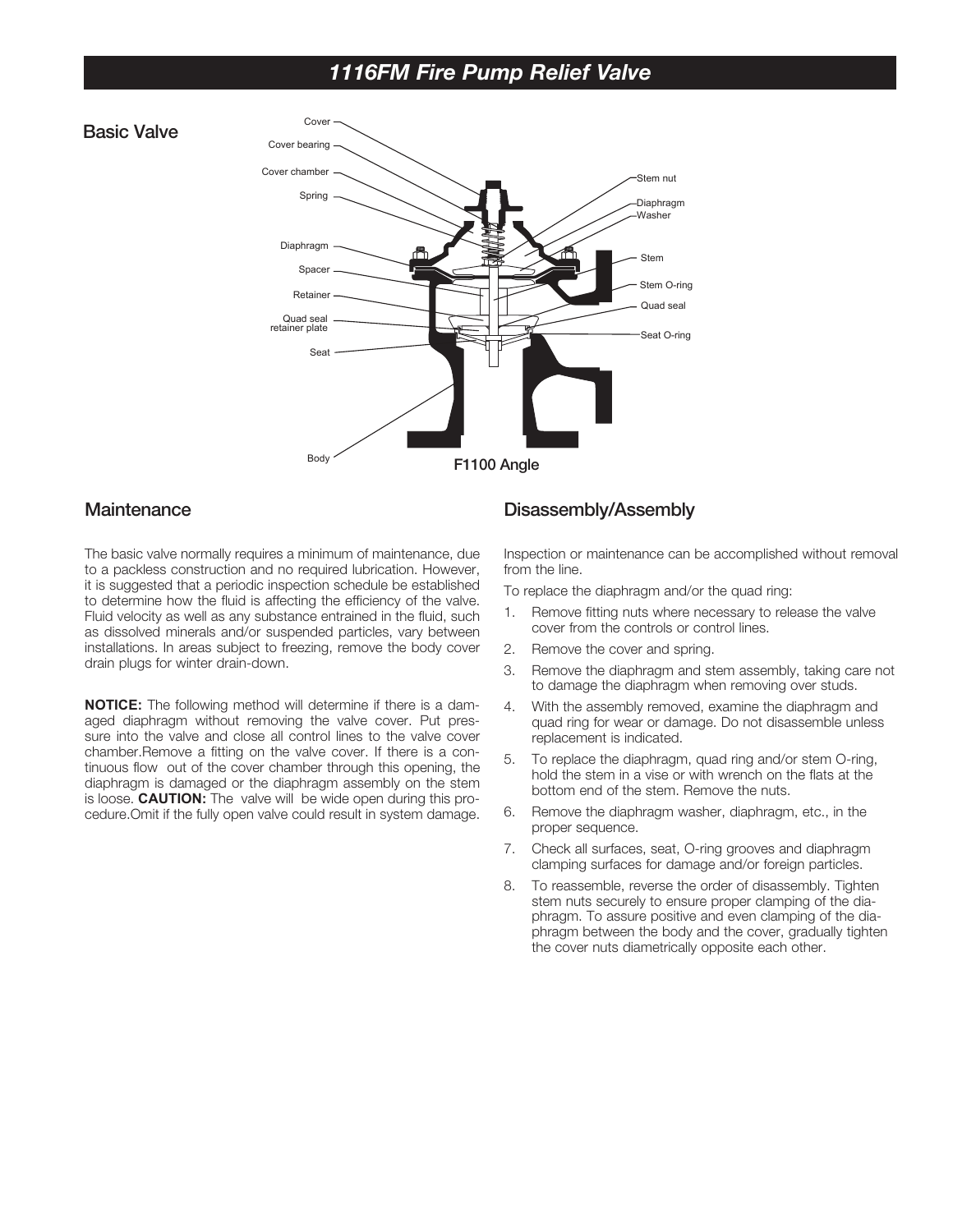# 1116FM Fire Pump Relief Valve

## Basic Valve

Cover
Cover bearing
Cover chamber
Spring
Diaphragm
Spacer
Retainer
Quad seal retainer plate
Seat
Body
Stem nut
Diaphragm Washer
Stem
Stem O-ring
Quad seal
Seat O-ring

F1100 Angle

## Maintenance

The basic valve normally requires a minimum of maintenance, due to a packless construction and no required lubrication. However, it is suggested that a periodic inspection schedule be established to determine how the fluid is affecting the efficiency of the valve. Fluid velocity as well as any substance entrained in the fluid, such as dissolved minerals and/or suspended particles, vary between installations. In areas subject to freezing, remove the body cover drain plugs for winter drain-down.

**NOTICE:** The following method will determine if there is a damaged diaphragm without removing the valve cover. Put pressure into the valve and close all control lines to the valve cover chamber.Remove a fitting on the valve cover. If there is a continuous flow out of the cover chamber through this opening, the diaphragm is damaged or the diaphragm assembly on the stem is loose. **CAUTION:** The valve will be wide open during this procedure.Omit if the fully open valve could result in system damage.

## Disassembly/Assembly

Inspection or maintenance can be accomplished without removal from the line.

To replace the diaphragm and/or the quad ring:

1. Remove fitting nuts where necessary to release the valve cover from the controls or control lines.
2. Remove the cover and spring.
3. Remove the diaphragm and stem assembly, taking care not to damage the diaphragm when removing over studs.
4. With the assembly removed, examine the diaphragm and quad ring for wear or damage. Do not disassemble unless replacement is indicated.
5. To replace the diaphragm, quad ring and/or stem O-ring, hold the stem in a vise or with wrench on the flats at the bottom end of the stem. Remove the nuts.
6. Remove the diaphragm washer, diaphragm, etc., in the proper sequence.
7. Check all surfaces, seat, O-ring grooves and diaphragm clamping surfaces for damage and/or foreign particles.
8. To reassemble, reverse the order of disassembly. Tighten stem nuts securely to ensure proper clamping of the diaphragm. To assure positive and even clamping of the diaphragm between the body and the cover, gradually tighten the cover nuts diametrically opposite each other.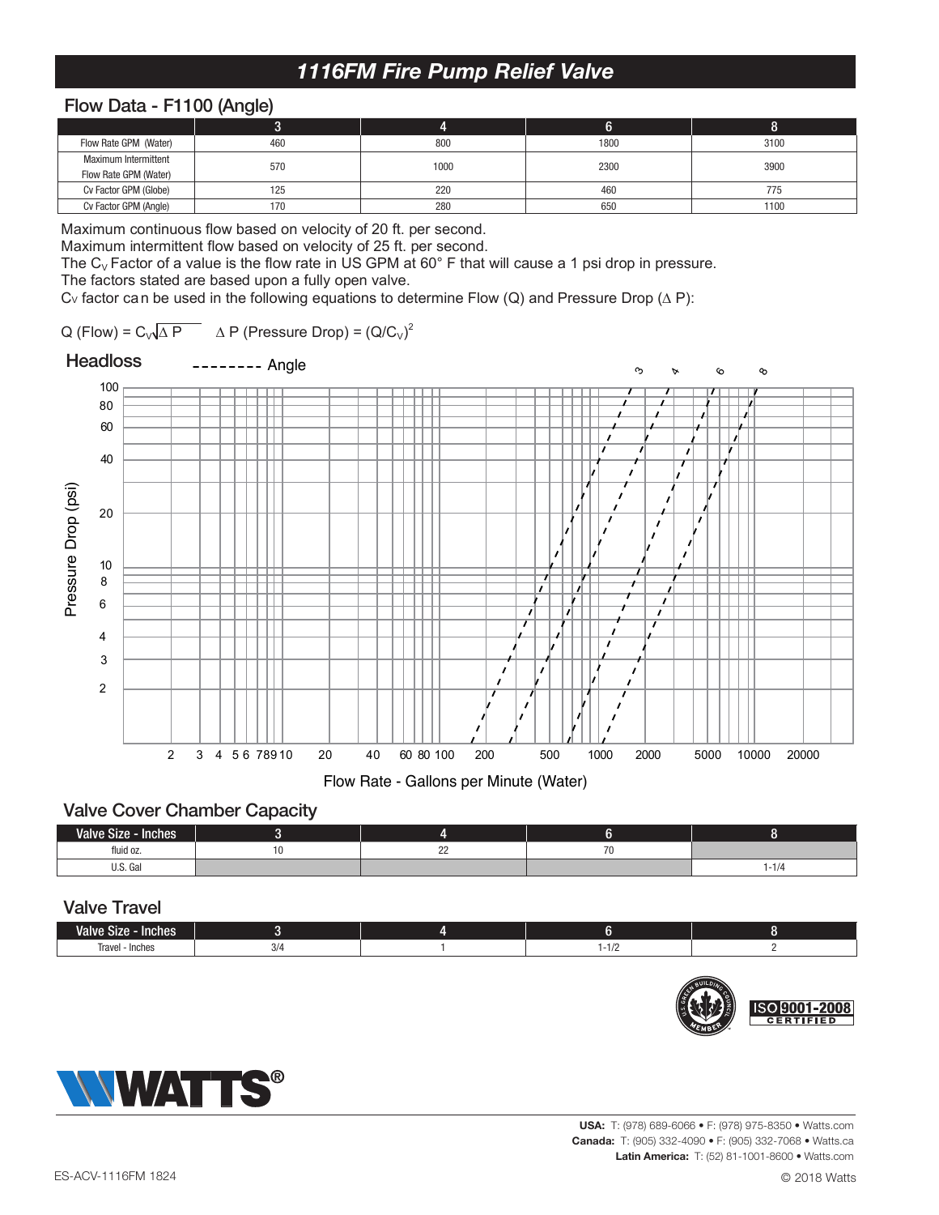# 1116FM Fire Pump Relief Valve

## Flow Data - F1100 (Angle)

| | 3 | 4 | 6 | 8 |
|---|---|---|---|---|
| Flow Rate GPM (Water) | 460 | 800 | 1800 | 3100 |
| Maximum Intermittent Flow Rate GPM (Water) | 570 | 1000 | 2300 | 3900 |
| Cv Factor GPM (Globe) | 125 | 220 | 460 | 775 |
| Cv Factor GPM (Angle) | 170 | 280 | 650 | 1100 |

Maximum continuous flow based on velocity of 20 ft. per second.
Maximum intermittent flow based on velocity of 25 ft. per second.
The $C_V$ Factor of a value is the flow rate in US GPM at 60° F that will cause a 1 psi drop in pressure.
The factors stated are based upon a fully open valve.
Cv factor can be used in the following equations to determine Flow (Q) and Pressure Drop (Δ P):

Q (Flow) = $C_V\sqrt{\Delta P}$ Δ P (Pressure Drop) = $(Q/C_V)^2$

## Headloss

-------- Angle

3 4 6 8

Pressure Drop (psi)

100 80 60 40 20 10 8 6 4 3 2

2 3 4 5 6 7 8 9 10 20 40 60 80 100 200 500 1000 2000 5000 10000 20000

Flow Rate - Gallons per Minute (Water)

## Valve Cover Chamber Capacity

| Valve Size - Inches | 3 | 4 | 6 | 8 |
|---|---|---|---|---|
| fluid oz. | 10 | 22 | 70 | |
| U.S. Gal | | | | 1-1/4 |

## Valve Travel

| Valve Size - Inches | 3 | 4 | 6 | 8 |
|---|---|---|---|---|
| Travel - Inches | 3/4 | 1 | 1-1/2 | 2 |

ISO 9001-2008 CERTIFIED

WATTS®

**USA:** T: (978) 689-6066 • F: (978) 975-8350 • Watts.com
**Canada:** T: (905) 332-4090 • F: (905) 332-7068 • Watts.ca
**Latin America:** T: (52) 81-1001-8600 • Watts.com

ES-ACV-1116FM 1824

© 2018 Watts